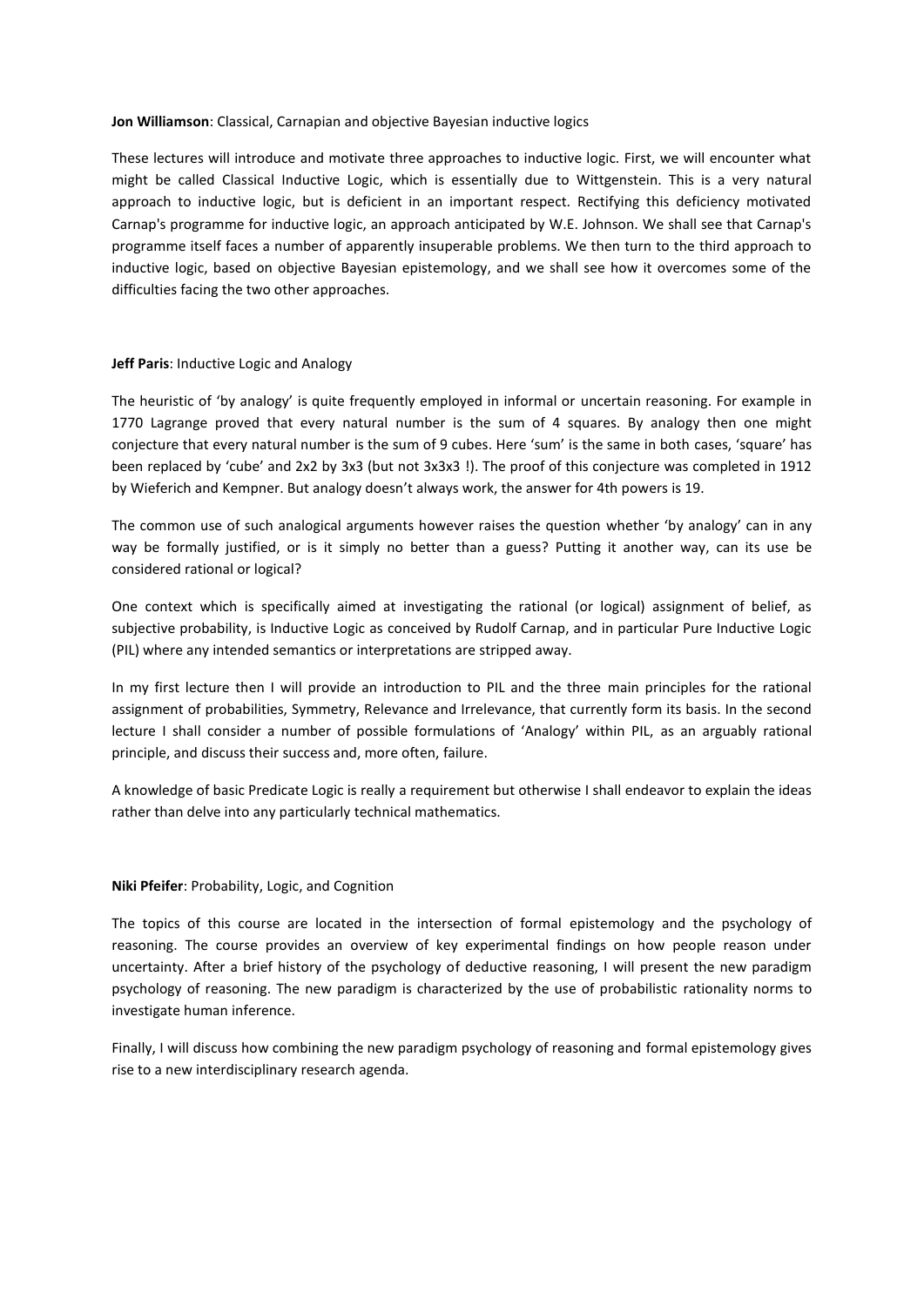**Jon Williamson**: Classical, Carnapian and objective Bayesian inductive logics

These lectures will introduce and motivate three approaches to inductive logic. First, we will encounter what might be called Classical Inductive Logic, which is essentially due to Wittgenstein. This is a very natural approach to inductive logic, but is deficient in an important respect. Rectifying this deficiency motivated Carnap's programme for inductive logic, an approach anticipated by W.E. Johnson. We shall see that Carnap's programme itself faces a number of apparently insuperable problems. We then turn to the third approach to inductive logic, based on objective Bayesian epistemology, and we shall see how it overcomes some of the difficulties facing the two other approaches.

**Jeff Paris**: Inductive Logic and Analogy

The heuristic of 'by analogy' is quite frequently employed in informal or uncertain reasoning. For example in 1770 Lagrange proved that every natural number is the sum of 4 squares. By analogy then one might conjecture that every natural number is the sum of 9 cubes. Here 'sum' is the same in both cases, 'square' has been replaced by 'cube' and 2x2 by 3x3 (but not 3x3x3 !). The proof of this conjecture was completed in 1912 by Wieferich and Kempner. But analogy doesn't always work, the answer for 4th powers is 19.

The common use of such analogical arguments however raises the question whether 'by analogy' can in any way be formally justified, or is it simply no better than a guess? Putting it another way, can its use be considered rational or logical?

One context which is specifically aimed at investigating the rational (or logical) assignment of belief, as subjective probability, is Inductive Logic as conceived by Rudolf Carnap, and in particular Pure Inductive Logic (PIL) where any intended semantics or interpretations are stripped away.

In my first lecture then I will provide an introduction to PIL and the three main principles for the rational assignment of probabilities, Symmetry, Relevance and Irrelevance, that currently form its basis. In the second lecture I shall consider a number of possible formulations of 'Analogy' within PIL, as an arguably rational principle, and discuss their success and, more often, failure.

A knowledge of basic Predicate Logic is really a requirement but otherwise I shall endeavor to explain the ideas rather than delve into any particularly technical mathematics.

**Niki Pfeifer**: Probability, Logic, and Cognition

The topics of this course are located in the intersection of formal epistemology and the psychology of reasoning. The course provides an overview of key experimental findings on how people reason under uncertainty. After a brief history of the psychology of deductive reasoning, I will present the new paradigm psychology of reasoning. The new paradigm is characterized by the use of probabilistic rationality norms to investigate human inference.

Finally, I will discuss how combining the new paradigm psychology of reasoning and formal epistemology gives rise to a new interdisciplinary research agenda.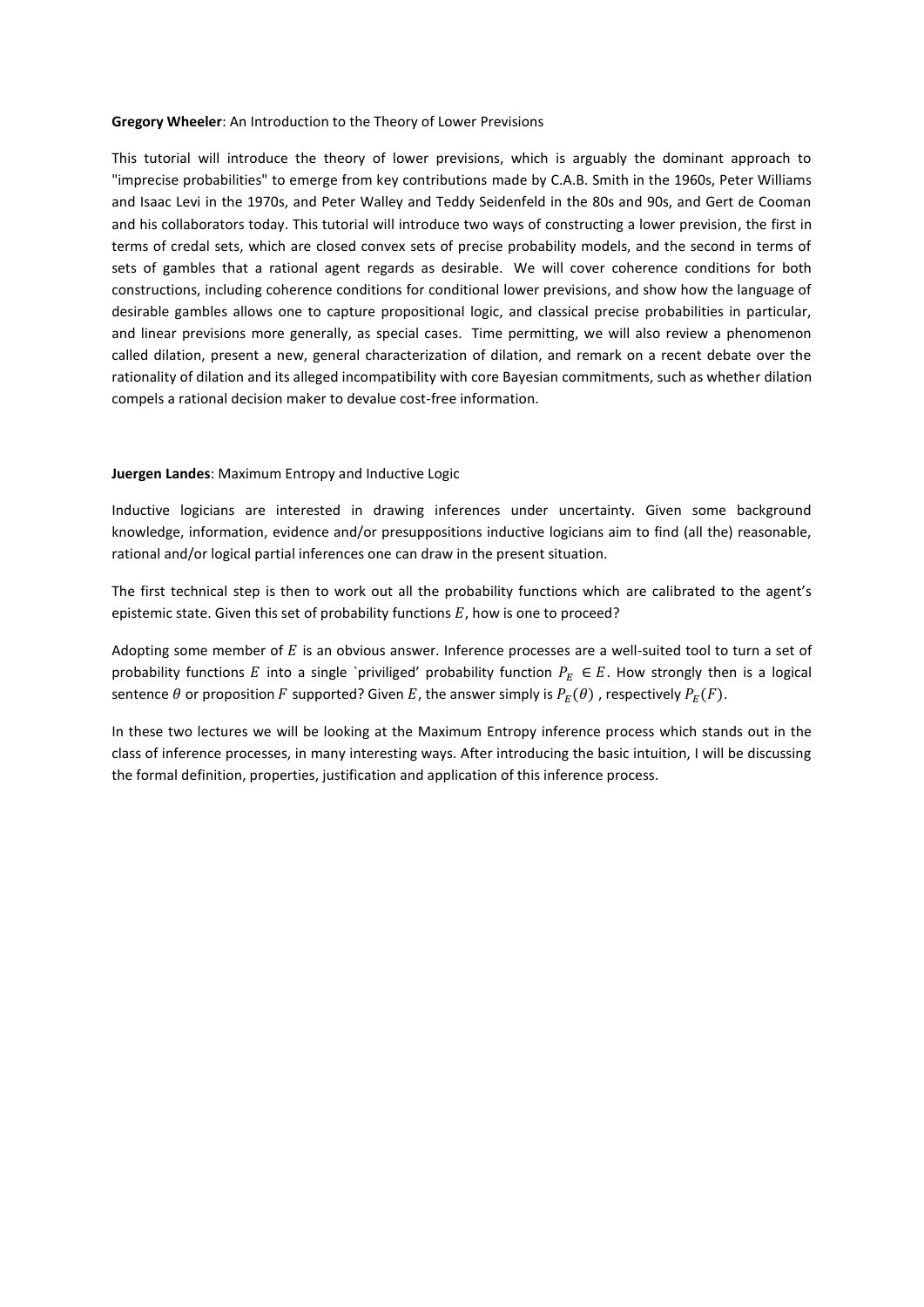**Gregory Wheeler**: An Introduction to the Theory of Lower Previsions

This tutorial will introduce the theory of lower previsions, which is arguably the dominant approach to "imprecise probabilities" to emerge from key contributions made by C.A.B. Smith in the 1960s, Peter Williams and Isaac Levi in the 1970s, and Peter Walley and Teddy Seidenfeld in the 80s and 90s, and Gert de Cooman and his collaborators today. This tutorial will introduce two ways of constructing a lower prevision, the first in terms of credal sets, which are closed convex sets of precise probability models, and the second in terms of sets of gambles that a rational agent regards as desirable. We will cover coherence conditions for both constructions, including coherence conditions for conditional lower previsions, and show how the language of desirable gambles allows one to capture propositional logic, and classical precise probabilities in particular, and linear previsions more generally, as special cases. Time permitting, we will also review a phenomenon called dilation, present a new, general characterization of dilation, and remark on a recent debate over the rationality of dilation and its alleged incompatibility with core Bayesian commitments, such as whether dilation compels a rational decision maker to devalue cost-free information.

**Juergen Landes**: Maximum Entropy and Inductive Logic

Inductive logicians are interested in drawing inferences under uncertainty. Given some background knowledge, information, evidence and/or presuppositions inductive logicians aim to find (all the) reasonable, rational and/or logical partial inferences one can draw in the present situation.

The first technical step is then to work out all the probability functions which are calibrated to the agent's epistemic state. Given this set of probability functions $E$, how is one to proceed?

Adopting some member of $E$ is an obvious answer. Inference processes are a well-suited tool to turn a set of probability functions $E$ into a single `priviliged' probability function $P_E \in E$. How strongly then is a logical sentence $\theta$ or proposition $F$ supported? Given $E$, the answer simply is $P_E(\theta)$ , respectively $P_E(F)$.

In these two lectures we will be looking at the Maximum Entropy inference process which stands out in the class of inference processes, in many interesting ways. After introducing the basic intuition, I will be discussing the formal definition, properties, justification and application of this inference process.